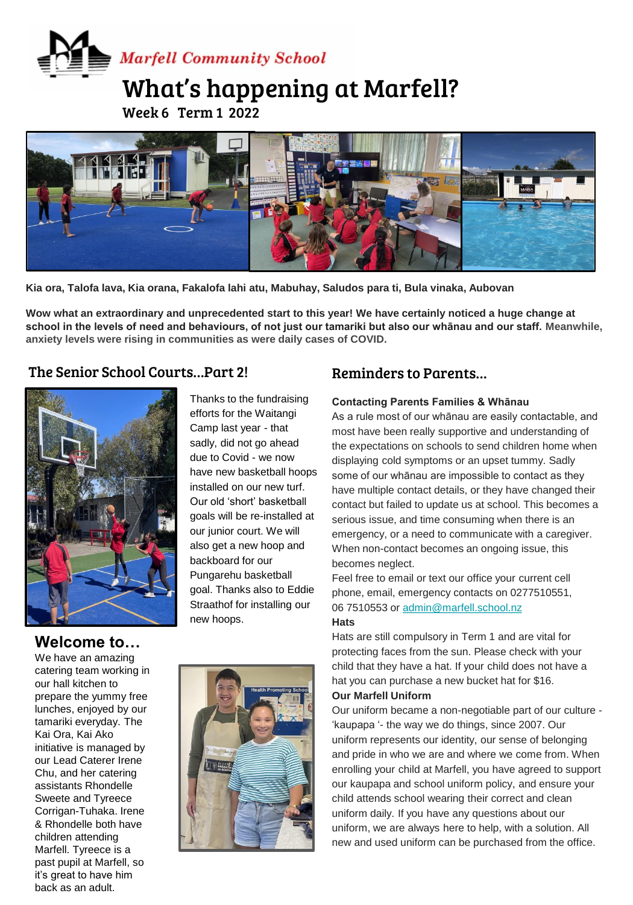Marfell Community School

# What's happening at Marfell?

Week 6 Term 1 2022

**Kia ora, Talofa lava, Kia orana, Fakalofa lahi atu, Mabuhay, Saludos para ti, Bula vinaka, Aubovan**

**Wow what an extraordinary and unprecedented start to this year! We have certainly noticed a huge change at school in the levels of need and behaviours, of not just our tamariki but also our whānau and our staff. Meanwhile, anxiety levels were rising in communities as were daily cases of COVID.**

## The Senior School Courts...Part 2!

Thanks to the fundraising efforts for the Waitangi Camp last year - that sadly, did not go ahead due to Covid - we now have new basketball hoops installed on our new turf. Our old 'short' basketball goals will be re-installed at our junior court. We will also get a new hoop and backboard for our Pungarehu basketball goal. Thanks also to Eddie Straathof for installing our new hoops.

## Welcome to…

We have an amazing catering team working in our hall kitchen to prepare the yummy free lunches, enjoyed by our tamariki everyday. The Kai Ora, Kai Ako initiative is managed by our Lead Caterer Irene Chu, and her catering assistants Rhondelle Sweete and Tyreece Corrigan-Tuhaka. Irene & Rhondelle both have children attending Marfell. Tyreece is a past pupil at Marfell, so it's great to have him back as an adult.

## Reminders to Parents...

**Contacting Parents Families & Whānau**

As a rule most of our whānau are easily contactable, and most have been really supportive and understanding of the expectations on schools to send children home when displaying cold symptoms or an upset tummy. Sadly some of our whānau are impossible to contact as they have multiple contact details, or they have changed their contact but failed to update us at school. This becomes a serious issue, and time consuming when there is an emergency, or a need to communicate with a caregiver. When non-contact becomes an ongoing issue, this becomes neglect.

Feel free to email or text our office your current cell phone, email, emergency contacts on 0277510551, 06 7510553 or admin@marfell.school.nz

**Hats**

Hats are still compulsory in Term 1 and are vital for protecting faces from the sun. Please check with your child that they have a hat. If your child does not have a hat you can purchase a new bucket hat for $16.

**Our Marfell Uniform**

Our uniform became a non-negotiable part of our culture - 'kaupapa '- the way we do things, since 2007. Our uniform represents our identity, our sense of belonging and pride in who we are and where we come from. When enrolling your child at Marfell, you have agreed to support our kaupapa and school uniform policy, and ensure your child attends school wearing their correct and clean uniform daily. If you have any questions about our uniform, we are always here to help, with a solution. All new and used uniform can be purchased from the office.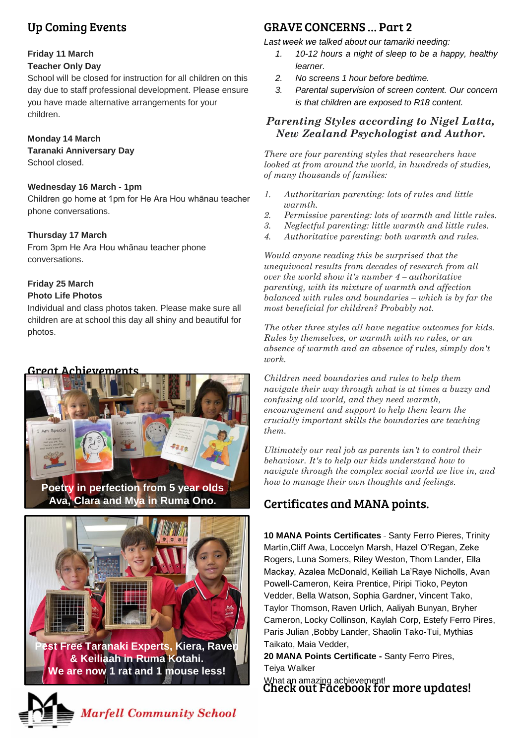## Up Coming Events

**Friday 11 March**
**Teacher Only Day**
School will be closed for instruction for all children on this day due to staff professional development. Please ensure you have made alternative arrangements for your children.

**Monday 14 March**
**Taranaki Anniversary Day**
School closed.

**Wednesday 16 March - 1pm**
Children go home at 1pm for He Ara Hou whānau teacher phone conversations.

**Thursday 17 March**
From 3pm He Ara Hou whānau teacher phone conversations.

**Friday 25 March**
**Photo Life Photos**
Individual and class photos taken. Please make sure all children are at school this day all shiny and beautiful for photos.

## Great Achievements

Poetry in perfection from 5 year olds Ava, Clara and Mya in Ruma Ono.

Pest Free Taranaki Experts, Kiera, Raven & Keiliaah in Ruma Kotahi. We are now 1 rat and 1 mouse less!

Marfell Community School

## GRAVE CONCERNS ... Part 2

*Last week we talked about our tamariki needing:*

1. *10-12 hours a night of sleep to be a happy, healthy learner.*
2. *No screens 1 hour before bedtime.*
3. *Parental supervision of screen content. Our concern is that children are exposed to R18 content.*

### *Parenting Styles according to Nigel Latta, New Zealand Psychologist and Author.*

*There are four parenting styles that researchers have looked at from around the world, in hundreds of studies, of many thousands of families:*

1. *Authoritarian parenting: lots of rules and little warmth.*
2. *Permissive parenting: lots of warmth and little rules.*
3. *Neglectful parenting: little warmth and little rules.*
4. *Authoritative parenting: both warmth and rules.*

*Would anyone reading this be surprised that the unequivocal results from decades of research from all over the world show it's number 4 – authoritative parenting, with its mixture of warmth and affection balanced with rules and boundaries – which is by far the most beneficial for children? Probably not.*

*The other three styles all have negative outcomes for kids. Rules by themselves, or warmth with no rules, or an absence of warmth and an absence of rules, simply don't work.*

*Children need boundaries and rules to help them navigate their way through what is at times a buzzy and confusing old world, and they need warmth, encouragement and support to help them learn the crucially important skills the boundaries are teaching them.*

*Ultimately our real job as parents isn't to control their behaviour. It's to help our kids understand how to navigate through the complex social world we live in, and how to manage their own thoughts and feelings.*

## Certificates and MANA points.

**10 MANA Points Certificates** - Santy Ferro Pieres, Trinity Martin,Cliff Awa, Loccelyn Marsh, Hazel O'Regan, Zeke Rogers, Luna Somers, Riley Weston, Thom Lander, Ella Mackay, Azalea McDonald, Keiliah La'Raye Nicholls, Avan Powell-Cameron, Keira Prentice, Piripi Tioko, Peyton Vedder, Bella Watson, Sophia Gardner, Vincent Tako, Taylor Thomson, Raven Urlich, Aaliyah Bunyan, Bryher Cameron, Locky Collinson, Kaylah Corp, Estefy Ferro Pires, Paris Julian ,Bobby Lander, Shaolin Tako-Tui, Mythias Taikato, Maia Vedder,

**20 MANA Points Certificate -** Santy Ferro Pires, Teiya Walker

What an amazing achievement!

## Check out Facebook for more updates!